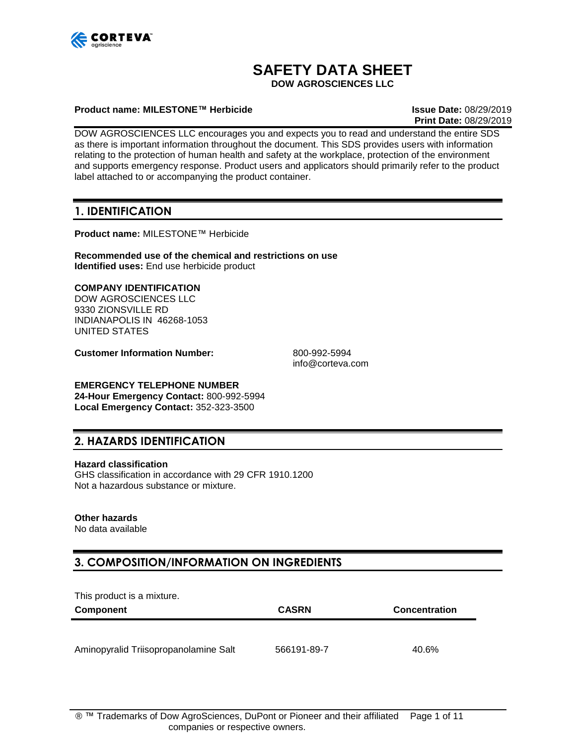# SAFETY DATA SHEET

**DOW AGROSCIENCES LLC**

**Product name: MILESTONE™ Herbicide**

**Issue Date:** 08/29/2019
**Print Date:** 08/29/2019

DOW AGROSCIENCES LLC encourages you and expects you to read and understand the entire SDS as there is important information throughout the document. This SDS provides users with information relating to the protection of human health and safety at the workplace, protection of the environment and supports emergency response. Product users and applicators should primarily refer to the product label attached to or accompanying the product container.

## 1. IDENTIFICATION

**Product name:** MILESTONE™ Herbicide

**Recommended use of the chemical and restrictions on use**
**Identified uses:** End use herbicide product

**COMPANY IDENTIFICATION**
DOW AGROSCIENCES LLC
9330 ZIONSVILLE RD
INDIANAPOLIS IN 46268-1053
UNITED STATES

**Customer Information Number:** 800-992-5994
info@corteva.com

**EMERGENCY TELEPHONE NUMBER**
**24-Hour Emergency Contact:** 800-992-5994
**Local Emergency Contact:** 352-323-3500

## 2. HAZARDS IDENTIFICATION

**Hazard classification**
GHS classification in accordance with 29 CFR 1910.1200
Not a hazardous substance or mixture.

**Other hazards**
No data available

## 3. COMPOSITION/INFORMATION ON INGREDIENTS

This product is a mixture.

| Component | CASRN | Concentration |
|---|---|---|
| Aminopyralid Triisopropanolamine Salt | 566191-89-7 | 40.6% |

® ™ Trademarks of Dow AgroSciences, DuPont or Pioneer and their affiliated companies or respective owners.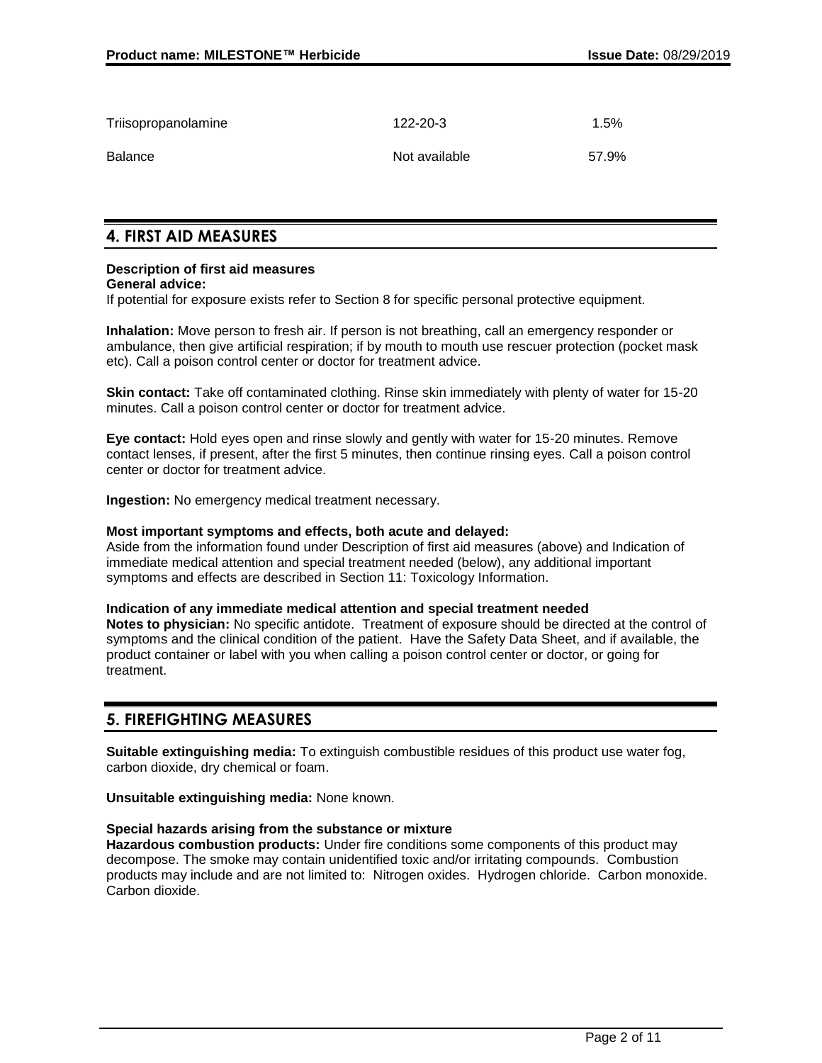| | | |
|---|---|---|
| Triisopropanolamine | 122-20-3 | 1.5% |
| Balance | Not available | 57.9% |

## 4. FIRST AID MEASURES

**Description of first aid measures**
**General advice:**
If potential for exposure exists refer to Section 8 for specific personal protective equipment.

**Inhalation:** Move person to fresh air. If person is not breathing, call an emergency responder or ambulance, then give artificial respiration; if by mouth to mouth use rescuer protection (pocket mask etc). Call a poison control center or doctor for treatment advice.

**Skin contact:** Take off contaminated clothing. Rinse skin immediately with plenty of water for 15-20 minutes. Call a poison control center or doctor for treatment advice.

**Eye contact:** Hold eyes open and rinse slowly and gently with water for 15-20 minutes. Remove contact lenses, if present, after the first 5 minutes, then continue rinsing eyes. Call a poison control center or doctor for treatment advice.

**Ingestion:** No emergency medical treatment necessary.

**Most important symptoms and effects, both acute and delayed:**
Aside from the information found under Description of first aid measures (above) and Indication of immediate medical attention and special treatment needed (below), any additional important symptoms and effects are described in Section 11: Toxicology Information.

**Indication of any immediate medical attention and special treatment needed**
**Notes to physician:** No specific antidote. Treatment of exposure should be directed at the control of symptoms and the clinical condition of the patient. Have the Safety Data Sheet, and if available, the product container or label with you when calling a poison control center or doctor, or going for treatment.

## 5. FIREFIGHTING MEASURES

**Suitable extinguishing media:** To extinguish combustible residues of this product use water fog, carbon dioxide, dry chemical or foam.

**Unsuitable extinguishing media:** None known.

**Special hazards arising from the substance or mixture**
**Hazardous combustion products:** Under fire conditions some components of this product may decompose. The smoke may contain unidentified toxic and/or irritating compounds. Combustion products may include and are not limited to: Nitrogen oxides. Hydrogen chloride. Carbon monoxide. Carbon dioxide.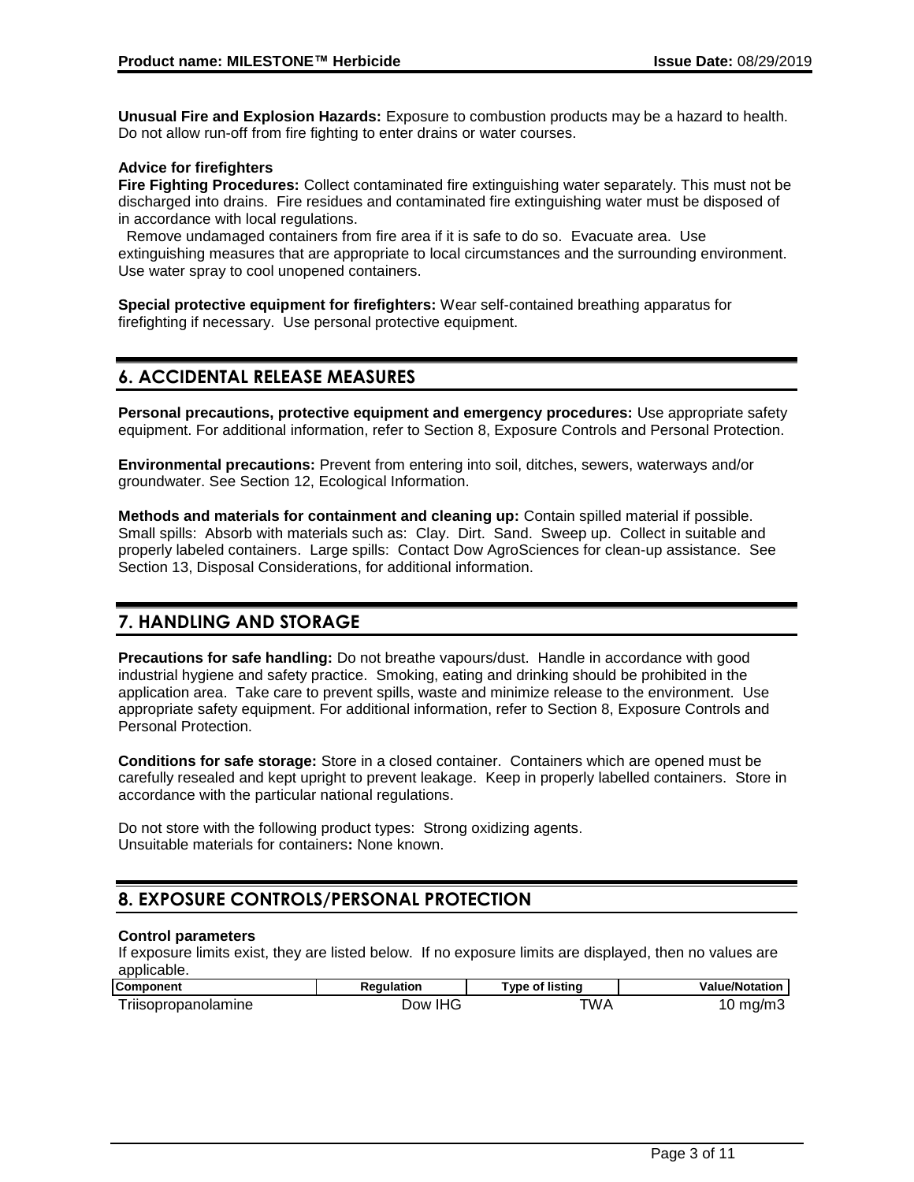**Unusual Fire and Explosion Hazards:** Exposure to combustion products may be a hazard to health. Do not allow run-off from fire fighting to enter drains or water courses.

**Advice for firefighters**

**Fire Fighting Procedures:** Collect contaminated fire extinguishing water separately. This must not be discharged into drains. Fire residues and contaminated fire extinguishing water must be disposed of in accordance with local regulations.

Remove undamaged containers from fire area if it is safe to do so. Evacuate area. Use extinguishing measures that are appropriate to local circumstances and the surrounding environment. Use water spray to cool unopened containers.

**Special protective equipment for firefighters:** Wear self-contained breathing apparatus for firefighting if necessary. Use personal protective equipment.

## 6. ACCIDENTAL RELEASE MEASURES

**Personal precautions, protective equipment and emergency procedures:** Use appropriate safety equipment. For additional information, refer to Section 8, Exposure Controls and Personal Protection.

**Environmental precautions:** Prevent from entering into soil, ditches, sewers, waterways and/or groundwater. See Section 12, Ecological Information.

**Methods and materials for containment and cleaning up:** Contain spilled material if possible. Small spills: Absorb with materials such as: Clay. Dirt. Sand. Sweep up. Collect in suitable and properly labeled containers. Large spills: Contact Dow AgroSciences for clean-up assistance. See Section 13, Disposal Considerations, for additional information.

## 7. HANDLING AND STORAGE

**Precautions for safe handling:** Do not breathe vapours/dust. Handle in accordance with good industrial hygiene and safety practice. Smoking, eating and drinking should be prohibited in the application area. Take care to prevent spills, waste and minimize release to the environment. Use appropriate safety equipment. For additional information, refer to Section 8, Exposure Controls and Personal Protection.

**Conditions for safe storage:** Store in a closed container. Containers which are opened must be carefully resealed and kept upright to prevent leakage. Keep in properly labelled containers. Store in accordance with the particular national regulations.

Do not store with the following product types: Strong oxidizing agents.
Unsuitable materials for containers**:** None known.

## 8. EXPOSURE CONTROLS/PERSONAL PROTECTION

**Control parameters**

If exposure limits exist, they are listed below. If no exposure limits are displayed, then no values are applicable.

| Component | Regulation | Type of listing | Value/Notation |
|---|---|---|---|
| Triisopropanolamine | Dow IHG | TWA | 10 mg/m3 |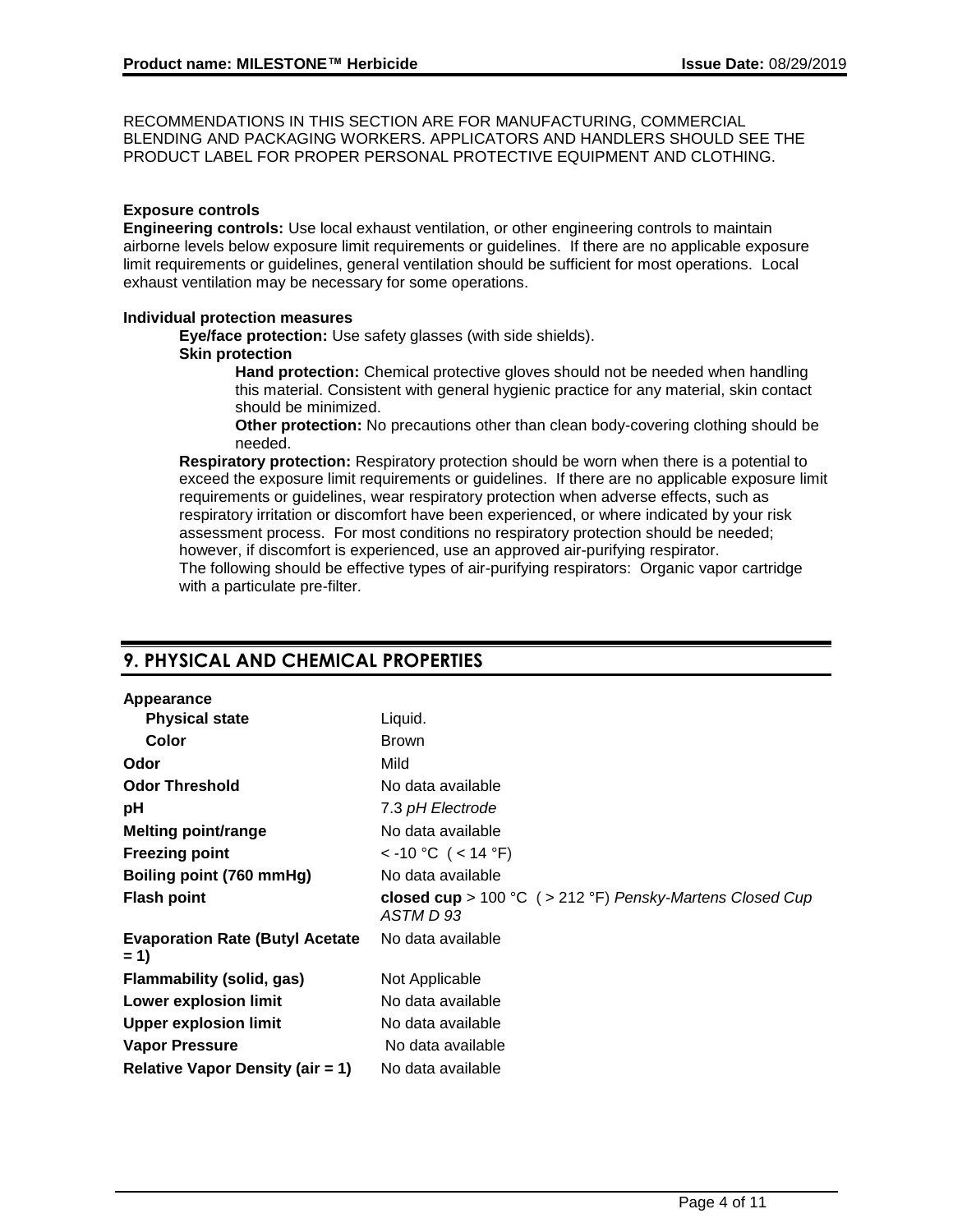RECOMMENDATIONS IN THIS SECTION ARE FOR MANUFACTURING, COMMERCIAL BLENDING AND PACKAGING WORKERS. APPLICATORS AND HANDLERS SHOULD SEE THE PRODUCT LABEL FOR PROPER PERSONAL PROTECTIVE EQUIPMENT AND CLOTHING.

**Exposure controls**

**Engineering controls:** Use local exhaust ventilation, or other engineering controls to maintain airborne levels below exposure limit requirements or guidelines. If there are no applicable exposure limit requirements or guidelines, general ventilation should be sufficient for most operations. Local exhaust ventilation may be necessary for some operations.

**Individual protection measures**

**Eye/face protection:** Use safety glasses (with side shields).

**Skin protection**

**Hand protection:** Chemical protective gloves should not be needed when handling this material. Consistent with general hygienic practice for any material, skin contact should be minimized.

**Other protection:** No precautions other than clean body-covering clothing should be needed.

**Respiratory protection:** Respiratory protection should be worn when there is a potential to exceed the exposure limit requirements or guidelines. If there are no applicable exposure limit requirements or guidelines, wear respiratory protection when adverse effects, such as respiratory irritation or discomfort have been experienced, or where indicated by your risk assessment process. For most conditions no respiratory protection should be needed; however, if discomfort is experienced, use an approved air-purifying respirator.
The following should be effective types of air-purifying respirators: Organic vapor cartridge with a particulate pre-filter.

## 9. PHYSICAL AND CHEMICAL PROPERTIES

| Property | Value |
|---|---|
| **Appearance** | |
| **Physical state** | Liquid. |
| **Color** | Brown |
| **Odor** | Mild |
| **Odor Threshold** | No data available |
| **pH** | 7.3 *pH Electrode* |
| **Melting point/range** | No data available |
| **Freezing point** | < -10 °C ( < 14 °F) |
| **Boiling point (760 mmHg)** | No data available |
| **Flash point** | **closed cup** > 100 °C ( > 212 °F) *Pensky-Martens Closed Cup ASTM D 93* |
| **Evaporation Rate (Butyl Acetate = 1)** | No data available |
| **Flammability (solid, gas)** | Not Applicable |
| **Lower explosion limit** | No data available |
| **Upper explosion limit** | No data available |
| **Vapor Pressure** | No data available |
| **Relative Vapor Density (air = 1)** | No data available |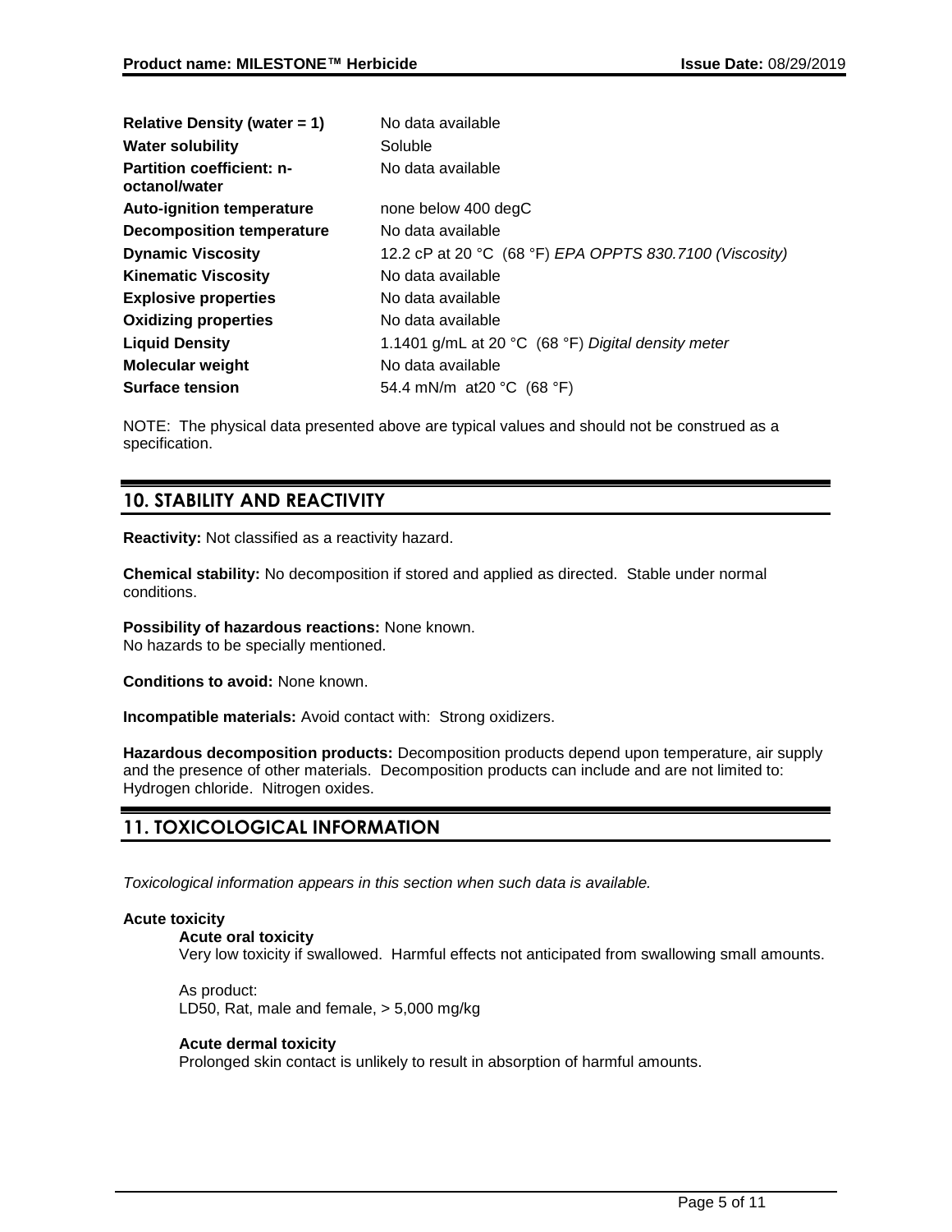| | |
|---|---|
| **Relative Density (water = 1)** | No data available |
| **Water solubility** | Soluble |
| **Partition coefficient: n-octanol/water** | No data available |
| **Auto-ignition temperature** | none below 400 degC |
| **Decomposition temperature** | No data available |
| **Dynamic Viscosity** | 12.2 cP at 20 °C (68 °F) *EPA OPPTS 830.7100 (Viscosity)* |
| **Kinematic Viscosity** | No data available |
| **Explosive properties** | No data available |
| **Oxidizing properties** | No data available |
| **Liquid Density** | 1.1401 g/mL at 20 °C (68 °F) *Digital density meter* |
| **Molecular weight** | No data available |
| **Surface tension** | 54.4 mN/m at20 °C (68 °F) |

NOTE: The physical data presented above are typical values and should not be construed as a specification.

## 10. STABILITY AND REACTIVITY

**Reactivity:** Not classified as a reactivity hazard.

**Chemical stability:** No decomposition if stored and applied as directed. Stable under normal conditions.

**Possibility of hazardous reactions:** None known.
No hazards to be specially mentioned.

**Conditions to avoid:** None known.

**Incompatible materials:** Avoid contact with: Strong oxidizers.

**Hazardous decomposition products:** Decomposition products depend upon temperature, air supply and the presence of other materials. Decomposition products can include and are not limited to: Hydrogen chloride. Nitrogen oxides.

## 11. TOXICOLOGICAL INFORMATION

*Toxicological information appears in this section when such data is available.*

**Acute toxicity**

**Acute oral toxicity**

Very low toxicity if swallowed. Harmful effects not anticipated from swallowing small amounts.

As product:
LD50, Rat, male and female, > 5,000 mg/kg

**Acute dermal toxicity**

Prolonged skin contact is unlikely to result in absorption of harmful amounts.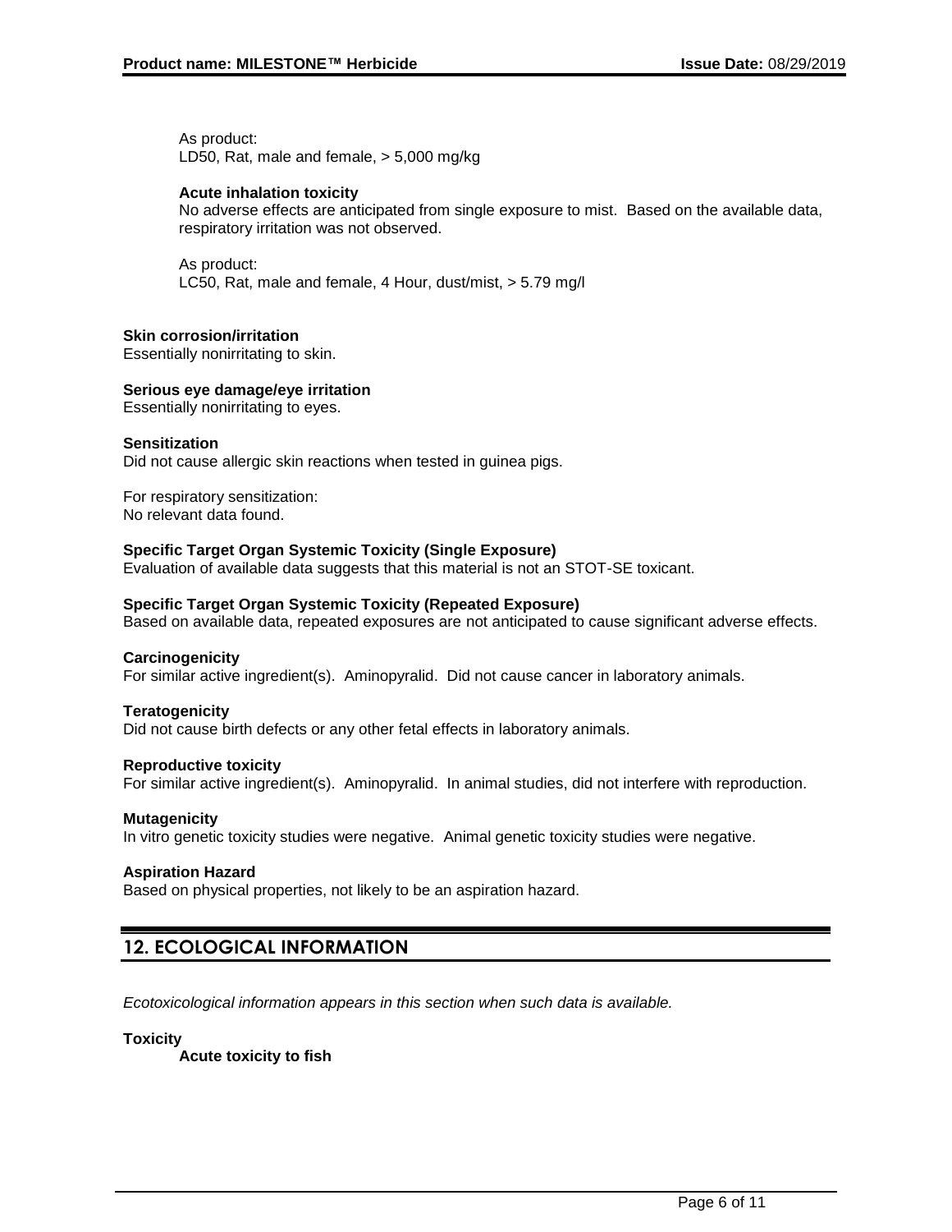As product:
LD50, Rat, male and female, > 5,000 mg/kg

**Acute inhalation toxicity**
No adverse effects are anticipated from single exposure to mist. Based on the available data, respiratory irritation was not observed.

As product:
LC50, Rat, male and female, 4 Hour, dust/mist, > 5.79 mg/l

**Skin corrosion/irritation**
Essentially nonirritating to skin.

**Serious eye damage/eye irritation**
Essentially nonirritating to eyes.

**Sensitization**
Did not cause allergic skin reactions when tested in guinea pigs.

For respiratory sensitization:
No relevant data found.

**Specific Target Organ Systemic Toxicity (Single Exposure)**
Evaluation of available data suggests that this material is not an STOT-SE toxicant.

**Specific Target Organ Systemic Toxicity (Repeated Exposure)**
Based on available data, repeated exposures are not anticipated to cause significant adverse effects.

**Carcinogenicity**
For similar active ingredient(s). Aminopyralid. Did not cause cancer in laboratory animals.

**Teratogenicity**
Did not cause birth defects or any other fetal effects in laboratory animals.

**Reproductive toxicity**
For similar active ingredient(s). Aminopyralid. In animal studies, did not interfere with reproduction.

**Mutagenicity**
In vitro genetic toxicity studies were negative. Animal genetic toxicity studies were negative.

**Aspiration Hazard**
Based on physical properties, not likely to be an aspiration hazard.

## 12. ECOLOGICAL INFORMATION

*Ecotoxicological information appears in this section when such data is available.*

**Toxicity**

**Acute toxicity to fish**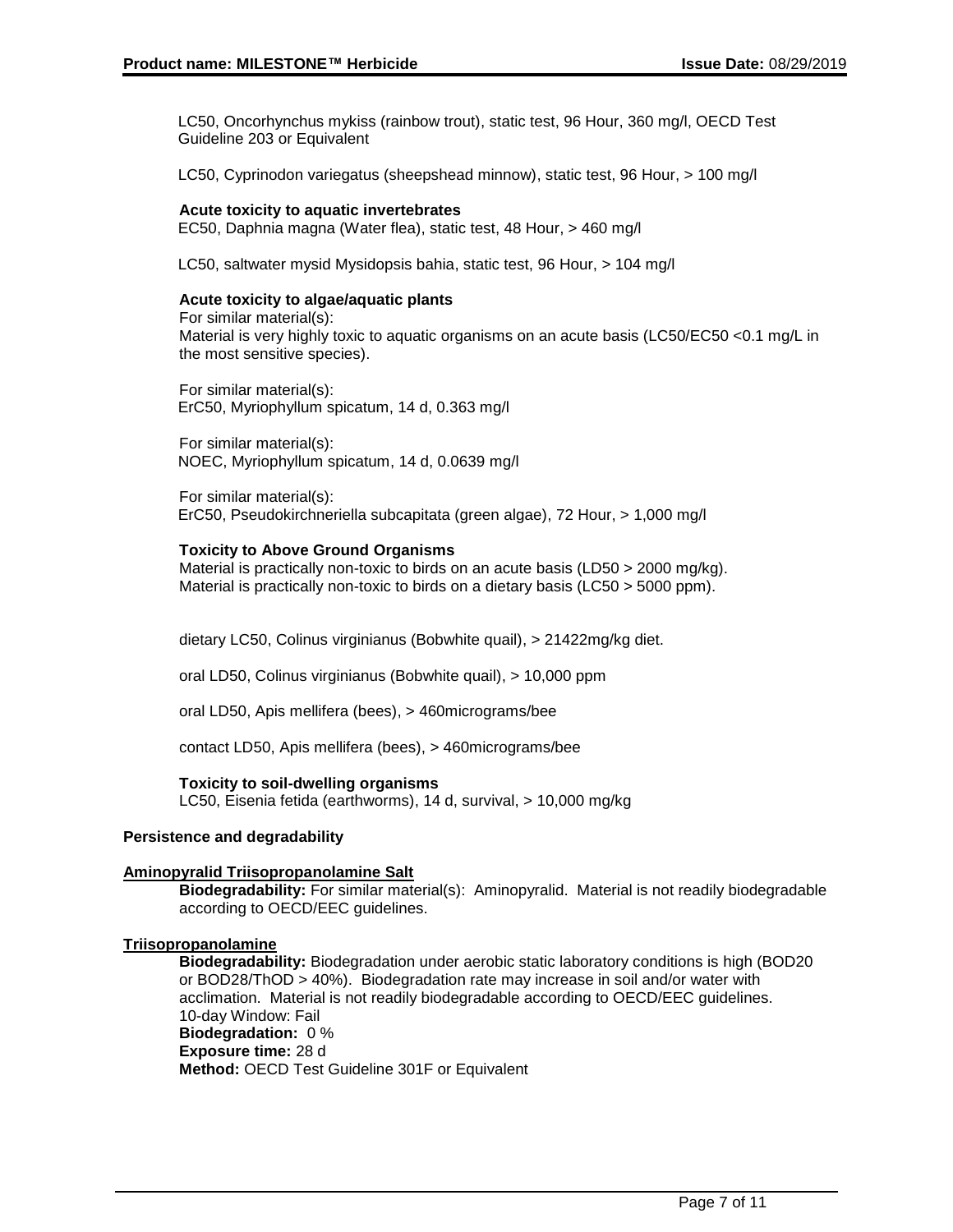LC50, Oncorhynchus mykiss (rainbow trout), static test, 96 Hour, 360 mg/l, OECD Test Guideline 203 or Equivalent

LC50, Cyprinodon variegatus (sheepshead minnow), static test, 96 Hour, > 100 mg/l

**Acute toxicity to aquatic invertebrates**

EC50, Daphnia magna (Water flea), static test, 48 Hour, > 460 mg/l

LC50, saltwater mysid Mysidopsis bahia, static test, 96 Hour, > 104 mg/l

**Acute toxicity to algae/aquatic plants**

For similar material(s):
Material is very highly toxic to aquatic organisms on an acute basis (LC50/EC50 <0.1 mg/L in the most sensitive species).

For similar material(s):
ErC50, Myriophyllum spicatum, 14 d, 0.363 mg/l

For similar material(s):
NOEC, Myriophyllum spicatum, 14 d, 0.0639 mg/l

For similar material(s):
ErC50, Pseudokirchneriella subcapitata (green algae), 72 Hour, > 1,000 mg/l

**Toxicity to Above Ground Organisms**

Material is practically non-toxic to birds on an acute basis (LD50 > 2000 mg/kg).
Material is practically non-toxic to birds on a dietary basis (LC50 > 5000 ppm).

dietary LC50, Colinus virginianus (Bobwhite quail), > 21422mg/kg diet.

oral LD50, Colinus virginianus (Bobwhite quail), > 10,000 ppm

oral LD50, Apis mellifera (bees), > 460micrograms/bee

contact LD50, Apis mellifera (bees), > 460micrograms/bee

**Toxicity to soil-dwelling organisms**

LC50, Eisenia fetida (earthworms), 14 d, survival, > 10,000 mg/kg

**Persistence and degradability**

**Aminopyralid Triisopropanolamine Salt**

**Biodegradability:** For similar material(s): Aminopyralid. Material is not readily biodegradable according to OECD/EEC guidelines.

**Triisopropanolamine**

**Biodegradability:** Biodegradation under aerobic static laboratory conditions is high (BOD20 or BOD28/ThOD > 40%). Biodegradation rate may increase in soil and/or water with acclimation. Material is not readily biodegradable according to OECD/EEC guidelines.
10-day Window: Fail
**Biodegradation:** 0 %
**Exposure time:** 28 d
**Method:** OECD Test Guideline 301F or Equivalent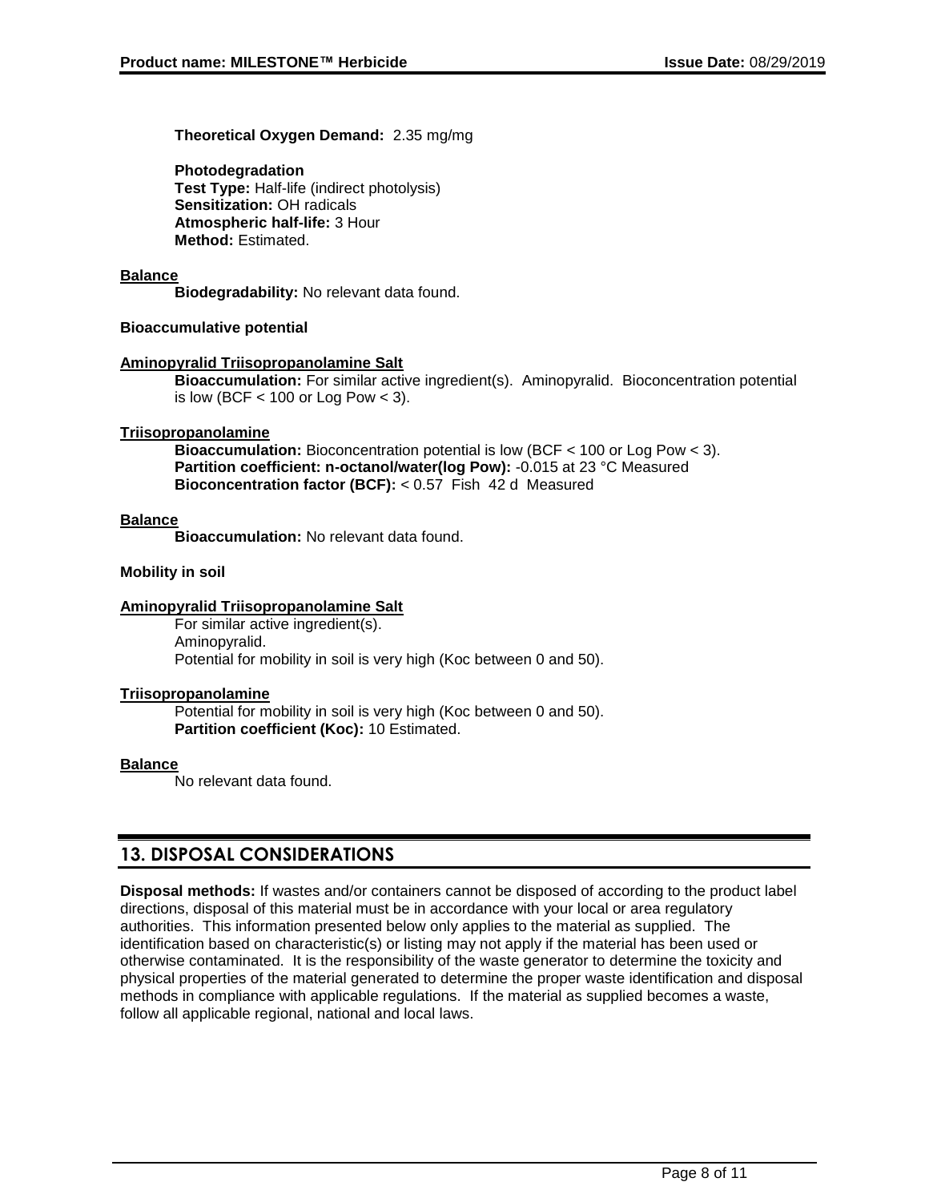**Theoretical Oxygen Demand:** 2.35 mg/mg

**Photodegradation**
**Test Type:** Half-life (indirect photolysis)
**Sensitization:** OH radicals
**Atmospheric half-life:** 3 Hour
**Method:** Estimated.

**Balance**
**Biodegradability:** No relevant data found.

**Bioaccumulative potential**

**Aminopyralid Triisopropanolamine Salt**
**Bioaccumulation:** For similar active ingredient(s). Aminopyralid. Bioconcentration potential is low (BCF < 100 or Log Pow < 3).

**Triisopropanolamine**
**Bioaccumulation:** Bioconcentration potential is low (BCF < 100 or Log Pow < 3).
**Partition coefficient: n-octanol/water(log Pow):** -0.015 at 23 °C Measured
**Bioconcentration factor (BCF):** < 0.57 Fish 42 d Measured

**Balance**
**Bioaccumulation:** No relevant data found.

**Mobility in soil**

**Aminopyralid Triisopropanolamine Salt**
For similar active ingredient(s).
Aminopyralid.
Potential for mobility in soil is very high (Koc between 0 and 50).

**Triisopropanolamine**
Potential for mobility in soil is very high (Koc between 0 and 50).
**Partition coefficient (Koc):** 10 Estimated.

**Balance**
No relevant data found.

## 13. DISPOSAL CONSIDERATIONS

**Disposal methods:** If wastes and/or containers cannot be disposed of according to the product label directions, disposal of this material must be in accordance with your local or area regulatory authorities. This information presented below only applies to the material as supplied. The identification based on characteristic(s) or listing may not apply if the material has been used or otherwise contaminated. It is the responsibility of the waste generator to determine the toxicity and physical properties of the material generated to determine the proper waste identification and disposal methods in compliance with applicable regulations. If the material as supplied becomes a waste, follow all applicable regional, national and local laws.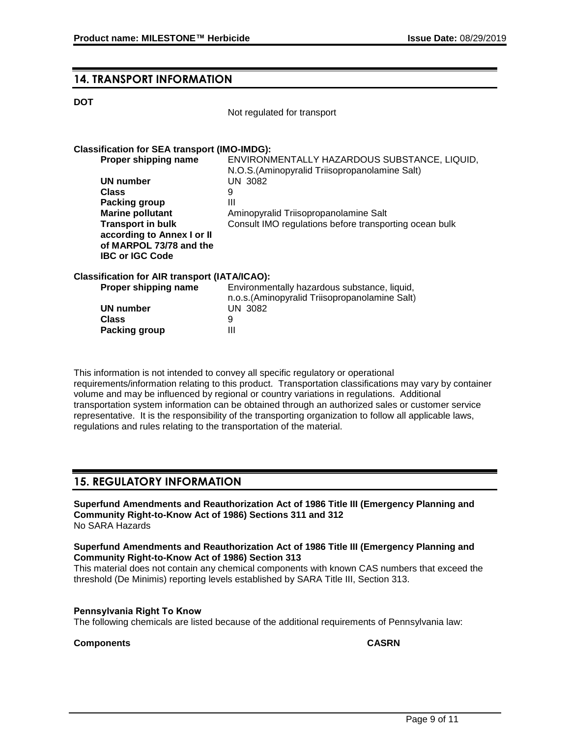## 14. TRANSPORT INFORMATION

**DOT**

Not regulated for transport

**Classification for SEA transport (IMO-IMDG):**

| | |
|---|---|
| **Proper shipping name** | ENVIRONMENTALLY HAZARDOUS SUBSTANCE, LIQUID, N.O.S.(Aminopyralid Triisopropanolamine Salt) |
| **UN number** | UN 3082 |
| **Class** | 9 |
| **Packing group** | III |
| **Marine pollutant** | Aminopyralid Triisopropanolamine Salt |
| **Transport in bulk according to Annex I or II of MARPOL 73/78 and the IBC or IGC Code** | Consult IMO regulations before transporting ocean bulk |

**Classification for AIR transport (IATA/ICAO):**

| | |
|---|---|
| **Proper shipping name** | Environmentally hazardous substance, liquid, n.o.s.(Aminopyralid Triisopropanolamine Salt) |
| **UN number** | UN 3082 |
| **Class** | 9 |
| **Packing group** | III |

This information is not intended to convey all specific regulatory or operational requirements/information relating to this product. Transportation classifications may vary by container volume and may be influenced by regional or country variations in regulations. Additional transportation system information can be obtained through an authorized sales or customer service representative. It is the responsibility of the transporting organization to follow all applicable laws, regulations and rules relating to the transportation of the material.

## 15. REGULATORY INFORMATION

**Superfund Amendments and Reauthorization Act of 1986 Title III (Emergency Planning and Community Right-to-Know Act of 1986) Sections 311 and 312**
No SARA Hazards

**Superfund Amendments and Reauthorization Act of 1986 Title III (Emergency Planning and Community Right-to-Know Act of 1986) Section 313**
This material does not contain any chemical components with known CAS numbers that exceed the threshold (De Minimis) reporting levels established by SARA Title III, Section 313.

**Pennsylvania Right To Know**
The following chemicals are listed because of the additional requirements of Pennsylvania law:

| **Components** | **CASRN** |
|---|---|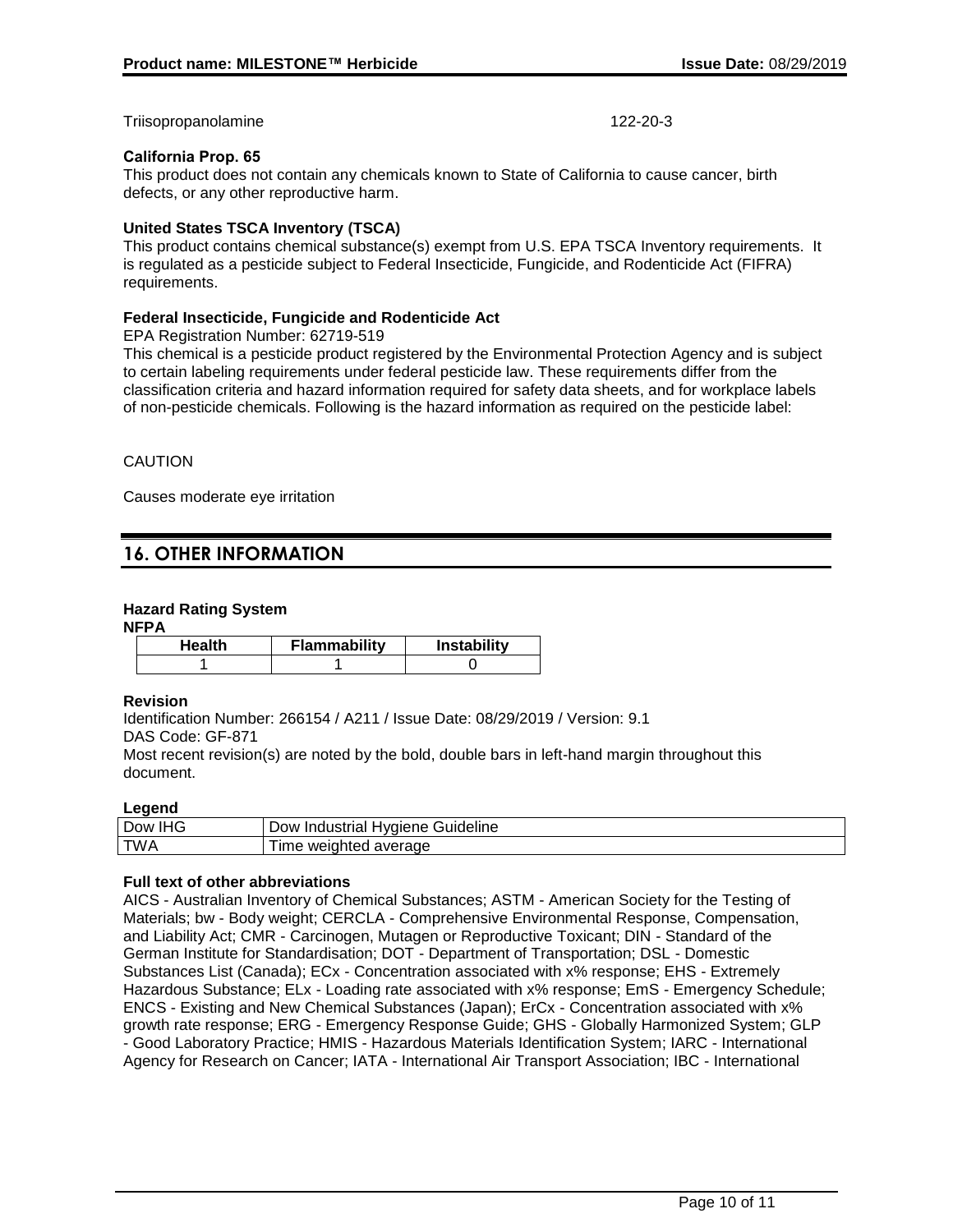Triisopropanolamine 122-20-3

**California Prop. 65**

This product does not contain any chemicals known to State of California to cause cancer, birth defects, or any other reproductive harm.

**United States TSCA Inventory (TSCA)**

This product contains chemical substance(s) exempt from U.S. EPA TSCA Inventory requirements. It is regulated as a pesticide subject to Federal Insecticide, Fungicide, and Rodenticide Act (FIFRA) requirements.

**Federal Insecticide, Fungicide and Rodenticide Act**

EPA Registration Number: 62719-519

This chemical is a pesticide product registered by the Environmental Protection Agency and is subject to certain labeling requirements under federal pesticide law. These requirements differ from the classification criteria and hazard information required for safety data sheets, and for workplace labels of non-pesticide chemicals. Following is the hazard information as required on the pesticide label:

CAUTION

Causes moderate eye irritation

## 16. OTHER INFORMATION

**Hazard Rating System**

**NFPA**

| Health | Flammability | Instability |
|---|---|---|
| 1 | 1 | 0 |

**Revision**

Identification Number: 266154 / A211 / Issue Date: 08/29/2019 / Version: 9.1

DAS Code: GF-871

Most recent revision(s) are noted by the bold, double bars in left-hand margin throughout this document.

**Legend**

| | |
|---|---|
| Dow IHG | Dow Industrial Hygiene Guideline |
| TWA | Time weighted average |

**Full text of other abbreviations**

AICS - Australian Inventory of Chemical Substances; ASTM - American Society for the Testing of Materials; bw - Body weight; CERCLA - Comprehensive Environmental Response, Compensation, and Liability Act; CMR - Carcinogen, Mutagen or Reproductive Toxicant; DIN - Standard of the German Institute for Standardisation; DOT - Department of Transportation; DSL - Domestic Substances List (Canada); ECx - Concentration associated with x% response; EHS - Extremely Hazardous Substance; ELx - Loading rate associated with x% response; EmS - Emergency Schedule; ENCS - Existing and New Chemical Substances (Japan); ErCx - Concentration associated with x% growth rate response; ERG - Emergency Response Guide; GHS - Globally Harmonized System; GLP - Good Laboratory Practice; HMIS - Hazardous Materials Identification System; IARC - International Agency for Research on Cancer; IATA - International Air Transport Association; IBC - International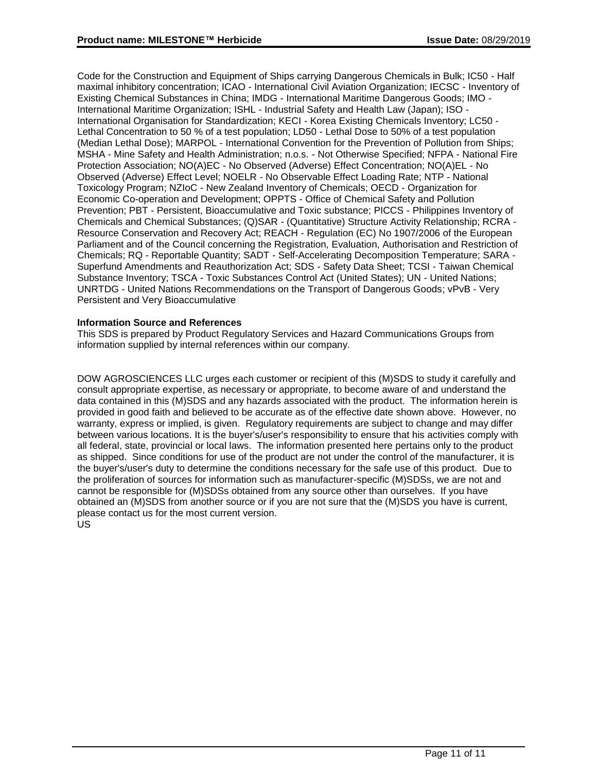Code for the Construction and Equipment of Ships carrying Dangerous Chemicals in Bulk; IC50 - Half maximal inhibitory concentration; ICAO - International Civil Aviation Organization; IECSC - Inventory of Existing Chemical Substances in China; IMDG - International Maritime Dangerous Goods; IMO - International Maritime Organization; ISHL - Industrial Safety and Health Law (Japan); ISO - International Organisation for Standardization; KECI - Korea Existing Chemicals Inventory; LC50 - Lethal Concentration to 50 % of a test population; LD50 - Lethal Dose to 50% of a test population (Median Lethal Dose); MARPOL - International Convention for the Prevention of Pollution from Ships; MSHA - Mine Safety and Health Administration; n.o.s. - Not Otherwise Specified; NFPA - National Fire Protection Association; NO(A)EC - No Observed (Adverse) Effect Concentration; NO(A)EL - No Observed (Adverse) Effect Level; NOELR - No Observable Effect Loading Rate; NTP - National Toxicology Program; NZIoC - New Zealand Inventory of Chemicals; OECD - Organization for Economic Co-operation and Development; OPPTS - Office of Chemical Safety and Pollution Prevention; PBT - Persistent, Bioaccumulative and Toxic substance; PICCS - Philippines Inventory of Chemicals and Chemical Substances; (Q)SAR - (Quantitative) Structure Activity Relationship; RCRA - Resource Conservation and Recovery Act; REACH - Regulation (EC) No 1907/2006 of the European Parliament and of the Council concerning the Registration, Evaluation, Authorisation and Restriction of Chemicals; RQ - Reportable Quantity; SADT - Self-Accelerating Decomposition Temperature; SARA - Superfund Amendments and Reauthorization Act; SDS - Safety Data Sheet; TCSI - Taiwan Chemical Substance Inventory; TSCA - Toxic Substances Control Act (United States); UN - United Nations; UNRTDG - United Nations Recommendations on the Transport of Dangerous Goods; vPvB - Very Persistent and Very Bioaccumulative

**Information Source and References**

This SDS is prepared by Product Regulatory Services and Hazard Communications Groups from information supplied by internal references within our company.

DOW AGROSCIENCES LLC urges each customer or recipient of this (M)SDS to study it carefully and consult appropriate expertise, as necessary or appropriate, to become aware of and understand the data contained in this (M)SDS and any hazards associated with the product. The information herein is provided in good faith and believed to be accurate as of the effective date shown above. However, no warranty, express or implied, is given. Regulatory requirements are subject to change and may differ between various locations. It is the buyer's/user's responsibility to ensure that his activities comply with all federal, state, provincial or local laws. The information presented here pertains only to the product as shipped. Since conditions for use of the product are not under the control of the manufacturer, it is the buyer's/user's duty to determine the conditions necessary for the safe use of this product. Due to the proliferation of sources for information such as manufacturer-specific (M)SDSs, we are not and cannot be responsible for (M)SDSs obtained from any source other than ourselves. If you have obtained an (M)SDS from another source or if you are not sure that the (M)SDS you have is current, please contact us for the most current version.

US